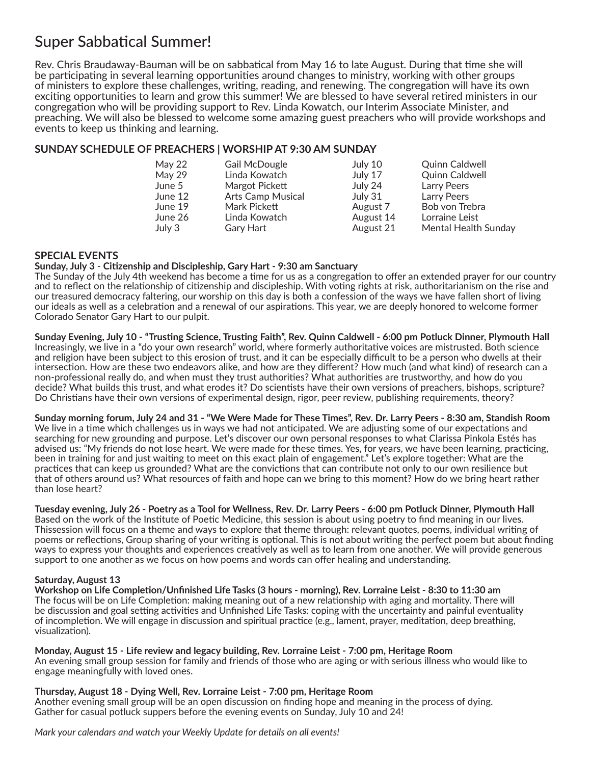# Super Sabbatical Summer!

Rev. Chris Braudaway-Bauman will be on sabbatical from May 16 to late August. During that time she will be participating in several learning opportunities around changes to ministry, working with other groups of ministers to explore these challenges, writing, reading, and renewing. The congregation will have its own exciting opportunities to learn and grow this summer! We are blessed to have several retired ministers in our congregation who will be providing support to Rev. Linda Kowatch, our Interim Associate Minister, and preaching. We will also be blessed to welcome some amazing guest preachers who will provide workshops and events to keep us thinking and learning.

## SUNDAY SCHEDULE OF PREACHERS | WORSHIP AT 9:30 AM SUNDAY

| Date | Preacher | Date | Preacher |
|---|---|---|---|
| May 22 | Gail McDougle | July 10 | Quinn Caldwell |
| May 29 | Linda Kowatch | July 17 | Quinn Caldwell |
| June 5 | Margot Pickett | July 24 | Larry Peers |
| June 12 | Arts Camp Musical | July 31 | Larry Peers |
| June 19 | Mark Pickett | August 7 | Bob von Trebra |
| June 26 | Linda Kowatch | August 14 | Lorraine Leist |
| July 3 | Gary Hart | August 21 | Mental Health Sunday |

## SPECIAL EVENTS

**Sunday, July 3 - Citizenship and Discipleship, Gary Hart - 9:30 am Sanctuary**

The Sunday of the July 4th weekend has become a time for us as a congregation to offer an extended prayer for our country and to reflect on the relationship of citizenship and discipleship. With voting rights at risk, authoritarianism on the rise and our treasured democracy faltering, our worship on this day is both a confession of the ways we have fallen short of living our ideals as well as a celebration and a renewal of our aspirations. This year, we are deeply honored to welcome former Colorado Senator Gary Hart to our pulpit.

**Sunday Evening, July 10 - "Trusting Science, Trusting Faith", Rev. Quinn Caldwell - 6:00 pm Potluck Dinner, Plymouth Hall**

Increasingly, we live in a "do your own research" world, where formerly authoritative voices are mistrusted. Both science and religion have been subject to this erosion of trust, and it can be especially difficult to be a person who dwells at their intersection. How are these two endeavors alike, and how are they different? How much (and what kind) of research can a non-professional really do, and when must they trust authorities? What authorities are trustworthy, and how do you decide? What builds this trust, and what erodes it? Do scientists have their own versions of preachers, bishops, scripture? Do Christians have their own versions of experimental design, rigor, peer review, publishing requirements, theory?

**Sunday morning forum, July 24 and 31 - "We Were Made for These Times", Rev. Dr. Larry Peers - 8:30 am, Standish Room**

We live in a time which challenges us in ways we had not anticipated. We are adjusting some of our expectations and searching for new grounding and purpose. Let's discover our own personal responses to what Clarissa Pinkola Estés has advised us: "My friends do not lose heart. We were made for these times. Yes, for years, we have been learning, practicing, been in training for and just waiting to meet on this exact plain of engagement." Let's explore together: What are the practices that can keep us grounded? What are the convictions that can contribute not only to our own resilience but that of others around us? What resources of faith and hope can we bring to this moment? How do we bring heart rather than lose heart?

**Tuesday evening, July 26 - Poetry as a Tool for Wellness, Rev. Dr. Larry Peers - 6:00 pm Potluck Dinner, Plymouth Hall**

Based on the work of the Institute of Poetic Medicine, this session is about using poetry to find meaning in our lives. Thissession will focus on a theme and ways to explore that theme through: relevant quotes, poems, individual writing of poems or reflections, Group sharing of your writing is optional. This is not about writing the perfect poem but about finding ways to express your thoughts and experiences creatively as well as to learn from one another. We will provide generous support to one another as we focus on how poems and words can offer healing and understanding.

**Saturday, August 13**

**Workshop on Life Completion/Unfinished Life Tasks (3 hours - morning), Rev. Lorraine Leist - 8:30 to 11:30 am**

The focus will be on Life Completion: making meaning out of a new relationship with aging and mortality. There will be discussion and goal setting activities and Unfinished Life Tasks: coping with the uncertainty and painful eventuality of incompletion. We will engage in discussion and spiritual practice (e.g., lament, prayer, meditation, deep breathing, visualization).

**Monday, August 15 - Life review and legacy building, Rev. Lorraine Leist - 7:00 pm, Heritage Room**

An evening small group session for family and friends of those who are aging or with serious illness who would like to engage meaningfully with loved ones.

**Thursday, August 18 - Dying Well, Rev. Lorraine Leist - 7:00 pm, Heritage Room**

Another evening small group will be an open discussion on finding hope and meaning in the process of dying.
Gather for casual potluck suppers before the evening events on Sunday, July 10 and 24!

*Mark your calendars and watch your Weekly Update for details on all events!*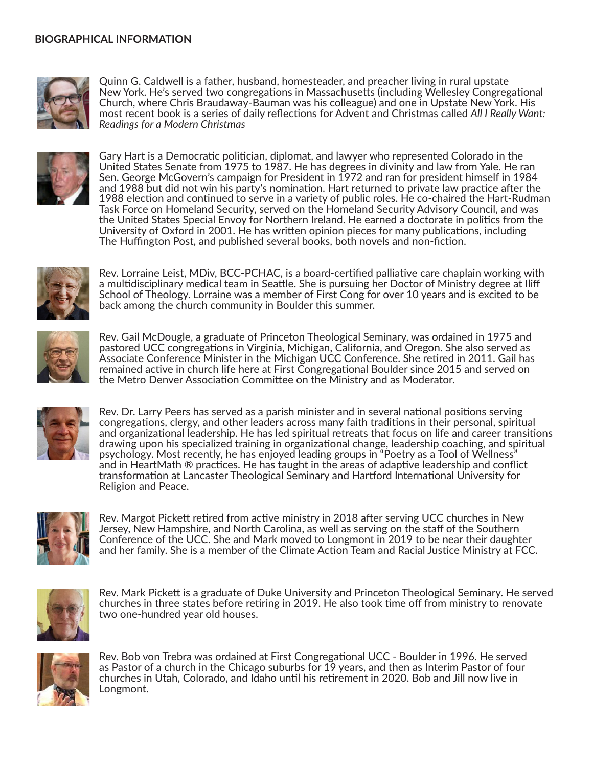## BIOGRAPHICAL INFORMATION

Quinn G. Caldwell is a father, husband, homesteader, and preacher living in rural upstate New York. He's served two congregations in Massachusetts (including Wellesley Congregational Church, where Chris Braudaway-Bauman was his colleague) and one in Upstate New York. His most recent book is a series of daily reflections for Advent and Christmas called *All I Really Want: Readings for a Modern Christmas*

Gary Hart is a Democratic politician, diplomat, and lawyer who represented Colorado in the United States Senate from 1975 to 1987. He has degrees in divinity and law from Yale. He ran Sen. George McGovern's campaign for President in 1972 and ran for president himself in 1984 and 1988 but did not win his party's nomination. Hart returned to private law practice after the 1988 election and continued to serve in a variety of public roles. He co-chaired the Hart-Rudman Task Force on Homeland Security, served on the Homeland Security Advisory Council, and was the United States Special Envoy for Northern Ireland. He earned a doctorate in politics from the University of Oxford in 2001. He has written opinion pieces for many publications, including The Huffington Post, and published several books, both novels and non-fiction.

Rev. Lorraine Leist, MDiv, BCC-PCHAC, is a board-certified palliative care chaplain working with a multidisciplinary medical team in Seattle. She is pursuing her Doctor of Ministry degree at Iliff School of Theology. Lorraine was a member of First Cong for over 10 years and is excited to be back among the church community in Boulder this summer.

Rev. Gail McDougle, a graduate of Princeton Theological Seminary, was ordained in 1975 and pastored UCC congregations in Virginia, Michigan, California, and Oregon. She also served as Associate Conference Minister in the Michigan UCC Conference. She retired in 2011. Gail has remained active in church life here at First Congregational Boulder since 2015 and served on the Metro Denver Association Committee on the Ministry and as Moderator.

Rev. Dr. Larry Peers has served as a parish minister and in several national positions serving congregations, clergy, and other leaders across many faith traditions in their personal, spiritual and organizational leadership. He has led spiritual retreats that focus on life and career transitions drawing upon his specialized training in organizational change, leadership coaching, and spiritual psychology. Most recently, he has enjoyed leading groups in "Poetry as a Tool of Wellness" and in HeartMath ® practices. He has taught in the areas of adaptive leadership and conflict transformation at Lancaster Theological Seminary and Hartford International University for Religion and Peace.

Rev. Margot Pickett retired from active ministry in 2018 after serving UCC churches in New Jersey, New Hampshire, and North Carolina, as well as serving on the staff of the Southern Conference of the UCC. She and Mark moved to Longmont in 2019 to be near their daughter and her family. She is a member of the Climate Action Team and Racial Justice Ministry at FCC.

Rev. Mark Pickett is a graduate of Duke University and Princeton Theological Seminary. He served churches in three states before retiring in 2019. He also took time off from ministry to renovate two one-hundred year old houses.

Rev. Bob von Trebra was ordained at First Congregational UCC - Boulder in 1996. He served as Pastor of a church in the Chicago suburbs for 19 years, and then as Interim Pastor of four churches in Utah, Colorado, and Idaho until his retirement in 2020. Bob and Jill now live in Longmont.